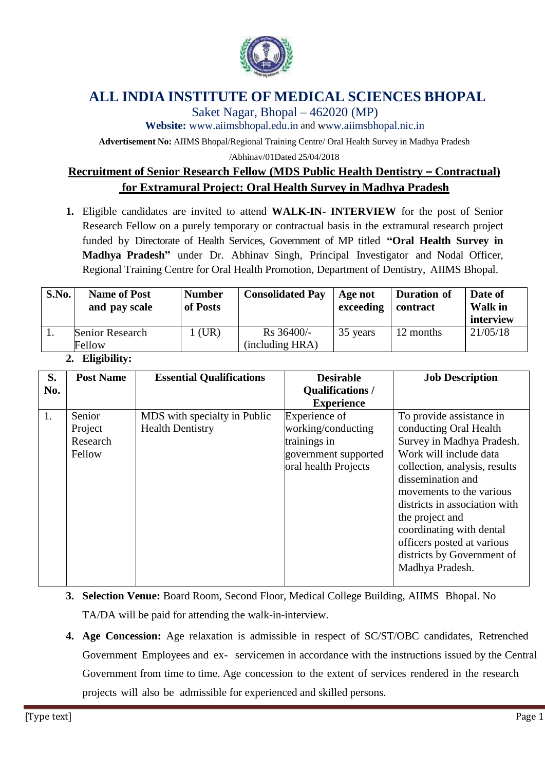# ALL INDIA INSTITUTE OF MEDICAL SCIENCES BHOPAL

Saket Nagar, Bhopal – 462020 (MP)

**Website:** www.aiimsbhopal.edu.in and www.aiimsbhopal.nic.in

**Advertisement No:** AIIMS Bhopal/Regional Training Centre/ Oral Health Survey in Madhya Pradesh /Abhinav/01Dated 25/04/2018

## Recruitment of Senior Research Fellow (MDS Public Health Dentistry – Contractual) for Extramural Project: Oral Health Survey in Madhya Pradesh

1. Eligible candidates are invited to attend **WALK-IN- INTERVIEW** for the post of Senior Research Fellow on a purely temporary or contractual basis in the extramural research project funded by Directorate of Health Services, Government of MP titled **"Oral Health Survey in Madhya Pradesh"** under Dr. Abhinav Singh, Principal Investigator and Nodal Officer, Regional Training Centre for Oral Health Promotion, Department of Dentistry, AIIMS Bhopal.

| S.No. | Name of Post and pay scale | Number of Posts | Consolidated Pay | Age not exceeding | Duration of contract | Date of Walk in interview |
|---|---|---|---|---|---|---|
| 1. | Senior Research Fellow | 1 (UR) | Rs 36400/- (including HRA) | 35 years | 12 months | 21/05/18 |

2. **Eligibility:**

| S. No. | Post Name | Essential Qualifications | Desirable Qualifications / Experience | Job Description |
|---|---|---|---|---|
| 1. | Senior Project Research Fellow | MDS with specialty in Public Health Dentistry | Experience of working/conducting trainings in government supported oral health Projects | To provide assistance in conducting Oral Health Survey in Madhya Pradesh. Work will include data collection, analysis, results dissemination and movements to the various districts in association with the project and coordinating with dental officers posted at various districts by Government of Madhya Pradesh. |

3. **Selection Venue:** Board Room, Second Floor, Medical College Building, AIIMS Bhopal. No TA/DA will be paid for attending the walk-in-interview.

4. **Age Concession:** Age relaxation is admissible in respect of SC/ST/OBC candidates, Retrenched Government Employees and ex- servicemen in accordance with the instructions issued by the Central Government from time to time. Age concession to the extent of services rendered in the research projects will also be admissible for experienced and skilled persons.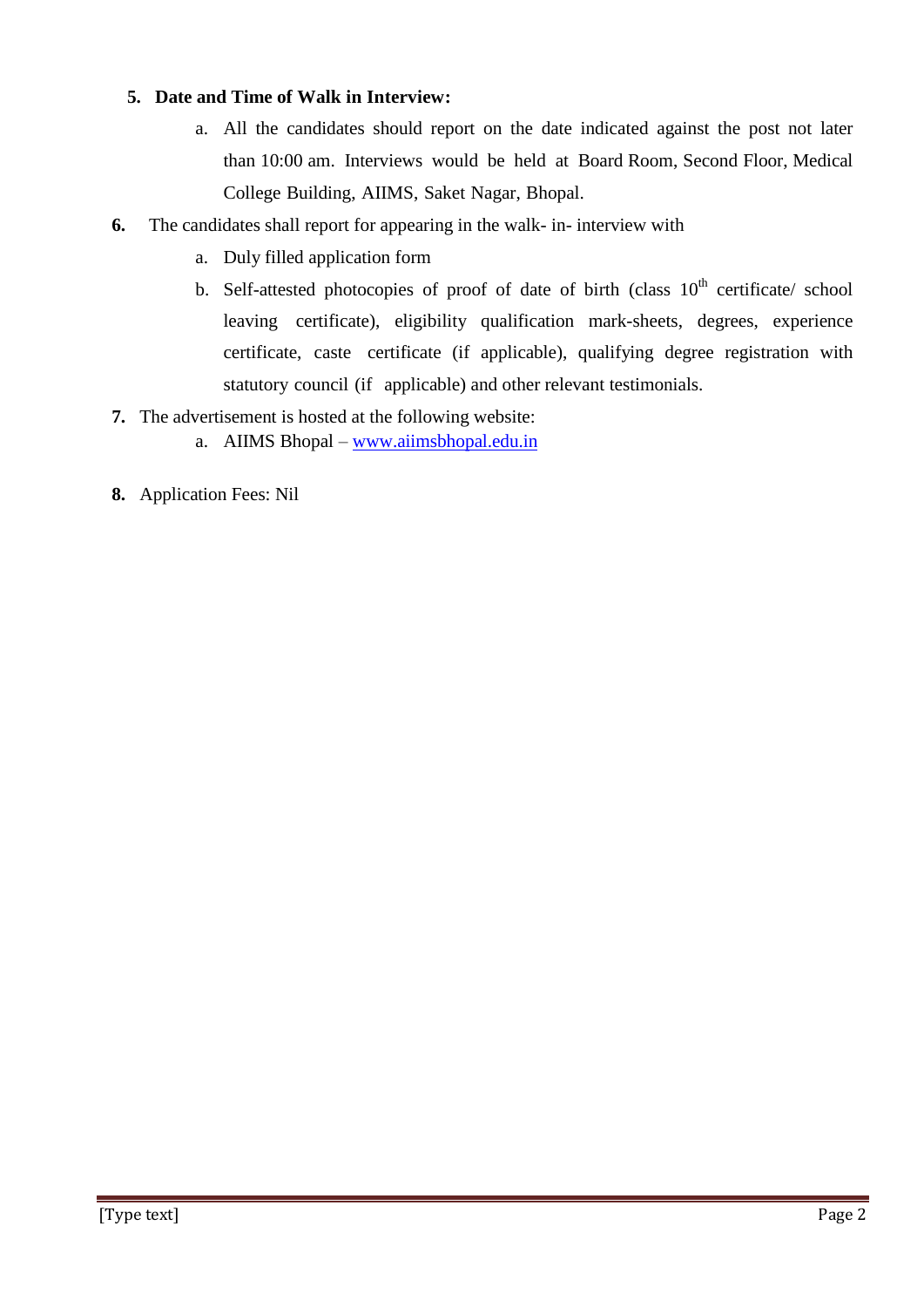5. **Date and Time of Walk in Interview:**
    a. All the candidates should report on the date indicated against the post not later than 10:00 am. Interviews would be held at Board Room, Second Floor, Medical College Building, AIIMS, Saket Nagar, Bhopal.

6. The candidates shall report for appearing in the walk- in- interview with
    a. Duly filled application form
    b. Self-attested photocopies of proof of date of birth (class 10$^{th}$ certificate/ school leaving certificate), eligibility qualification mark-sheets, degrees, experience certificate, caste certificate (if applicable), qualifying degree registration with statutory council (if applicable) and other relevant testimonials.

7. The advertisement is hosted at the following website:
    a. AIIMS Bhopal – www.aiimsbhopal.edu.in

8. Application Fees: Nil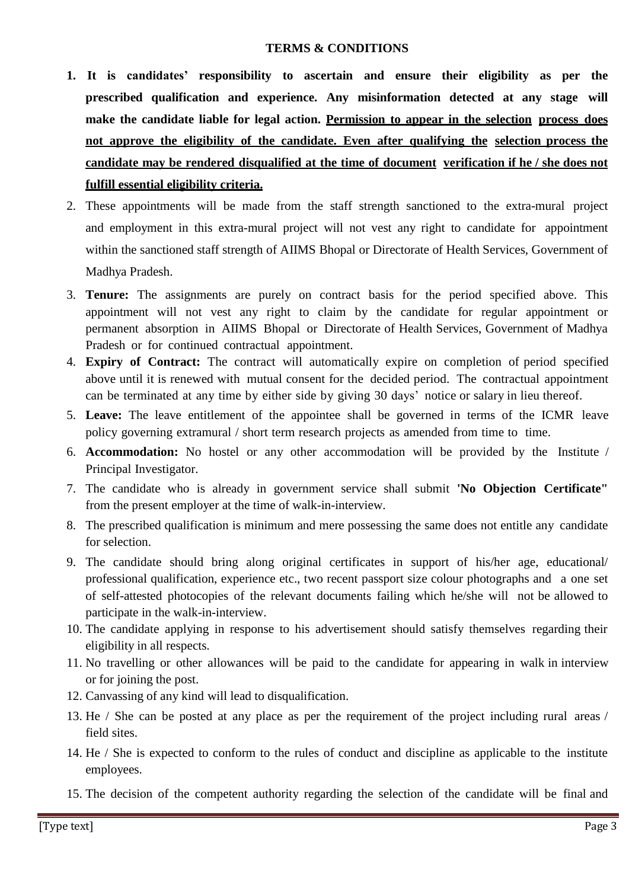**TERMS & CONDITIONS**

1. **It is candidates' responsibility to ascertain and ensure their eligibility as per the prescribed qualification and experience. Any misinformation detected at any stage will make the candidate liable for legal action. <u>Permission to appear in the selection process does not approve the eligibility of the candidate. Even after qualifying the selection process the candidate may be rendered disqualified at the time of document verification if he / she does not fulfill essential eligibility criteria.</u>**
2. These appointments will be made from the staff strength sanctioned to the extra-mural project and employment in this extra-mural project will not vest any right to candidate for appointment within the sanctioned staff strength of AIIMS Bhopal or Directorate of Health Services, Government of Madhya Pradesh.
3. **Tenure:** The assignments are purely on contract basis for the period specified above. This appointment will not vest any right to claim by the candidate for regular appointment or permanent absorption in AIIMS Bhopal or Directorate of Health Services, Government of Madhya Pradesh or for continued contractual appointment.
4. **Expiry of Contract:** The contract will automatically expire on completion of period specified above until it is renewed with mutual consent for the decided period. The contractual appointment can be terminated at any time by either side by giving 30 days' notice or salary in lieu thereof.
5. **Leave:** The leave entitlement of the appointee shall be governed in terms of the ICMR leave policy governing extramural / short term research projects as amended from time to time.
6. **Accommodation:** No hostel or any other accommodation will be provided by the Institute / Principal Investigator.
7. The candidate who is already in government service shall submit **'No Objection Certificate"** from the present employer at the time of walk-in-interview.
8. The prescribed qualification is minimum and mere possessing the same does not entitle any candidate for selection.
9. The candidate should bring along original certificates in support of his/her age, educational/ professional qualification, experience etc., two recent passport size colour photographs and a one set of self-attested photocopies of the relevant documents failing which he/she will not be allowed to participate in the walk-in-interview.
10. The candidate applying in response to his advertisement should satisfy themselves regarding their eligibility in all respects.
11. No travelling or other allowances will be paid to the candidate for appearing in walk in interview or for joining the post.
12. Canvassing of any kind will lead to disqualification.
13. He / She can be posted at any place as per the requirement of the project including rural areas / field sites.
14. He / She is expected to conform to the rules of conduct and discipline as applicable to the institute employees.
15. The decision of the competent authority regarding the selection of the candidate will be final and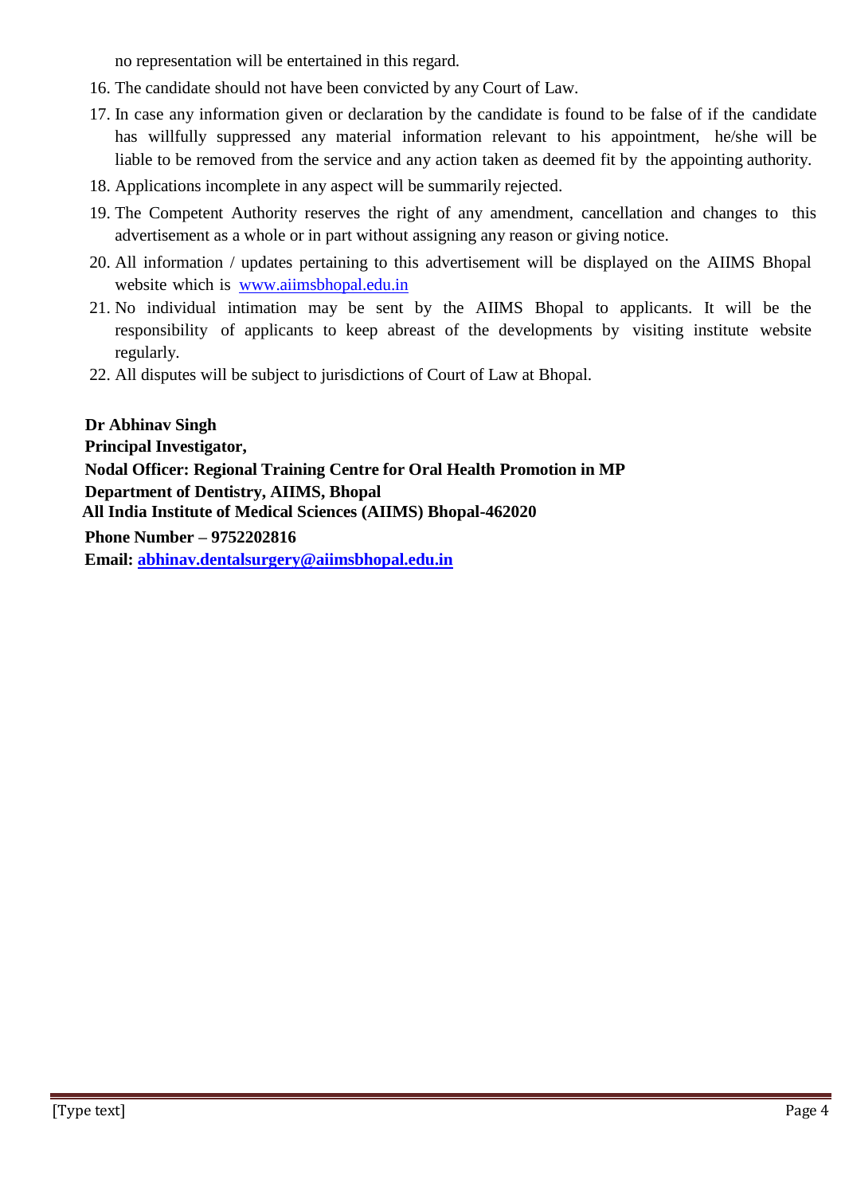no representation will be entertained in this regard.

16. The candidate should not have been convicted by any Court of Law.
17. In case any information given or declaration by the candidate is found to be false of if the candidate has willfully suppressed any material information relevant to his appointment, he/she will be liable to be removed from the service and any action taken as deemed fit by the appointing authority.
18. Applications incomplete in any aspect will be summarily rejected.
19. The Competent Authority reserves the right of any amendment, cancellation and changes to this advertisement as a whole or in part without assigning any reason or giving notice.
20. All information / updates pertaining to this advertisement will be displayed on the AIIMS Bhopal website which is [www.aiimsbhopal.edu.in](http://www.aiimsbhopal.edu.in)
21. No individual intimation may be sent by the AIIMS Bhopal to applicants. It will be the responsibility of applicants to keep abreast of the developments by visiting institute website regularly.
22. All disputes will be subject to jurisdictions of Court of Law at Bhopal.

**Dr Abhinav Singh**
**Principal Investigator,**
**Nodal Officer: Regional Training Centre for Oral Health Promotion in MP**
**Department of Dentistry, AIIMS, Bhopal**
**All India Institute of Medical Sciences (AIIMS) Bhopal-462020**
**Phone Number – 9752202816**
**Email: [abhinav.dentalsurgery@aiimsbhopal.edu.in](mailto:abhinav.dentalsurgery@aiimsbhopal.edu.in)**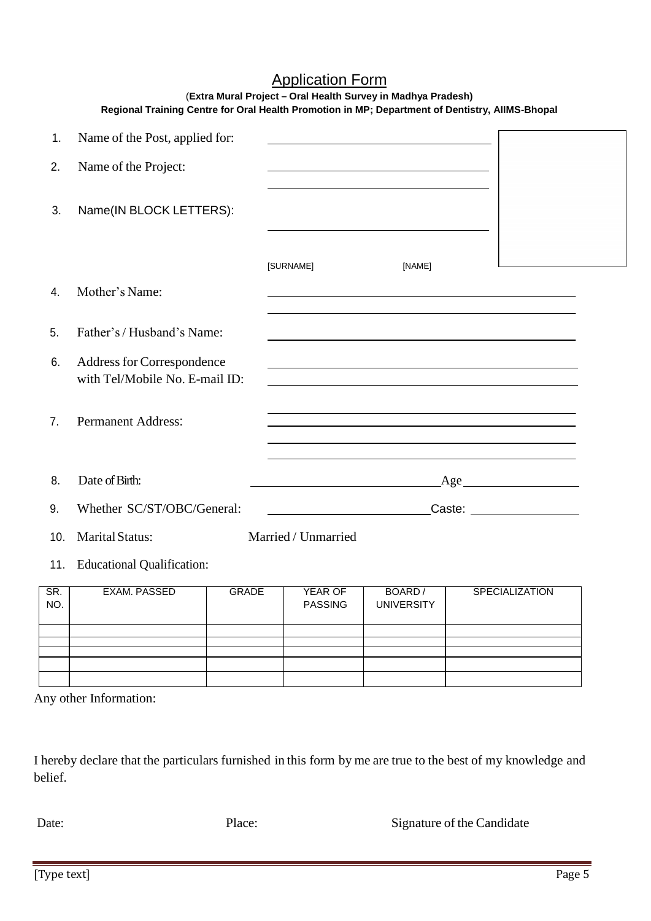# Application Form

(**Extra Mural Project – Oral Health Survey in Madhya Pradesh)**

**Regional Training Centre for Oral Health Promotion in MP; Department of Dentistry, AIIMS-Bhopal**

1. Name of the Post, applied for: ______________________
2. Name of the Project: ______________________
3. Name(IN BLOCK LETTERS): ______________________

   [SURNAME] [NAME]

4. Mother's Name: ______________________
5. Father's / Husband's Name: ______________________
6. Address for Correspondence with Tel/Mobile No. E-mail ID: ______________________
7. Permanent Address: ______________________
8. Date of Birth: ______________________ Age ______________
9. Whether SC/ST/OBC/General: ______________________ Caste: ______________
10. Marital Status: Married / Unmarried
11. Educational Qualification:

| SR. NO. | EXAM. PASSED | GRADE | YEAR OF PASSING | BOARD / UNIVERSITY | SPECIALIZATION |
|---|---|---|---|---|---|
| | | | | | |
| | | | | | |
| | | | | | |
| | | | | | |
| | | | | | |

Any other Information:

I hereby declare that the particulars furnished in this form by me are true to the best of my knowledge and belief.

Date: Place: Signature of the Candidate